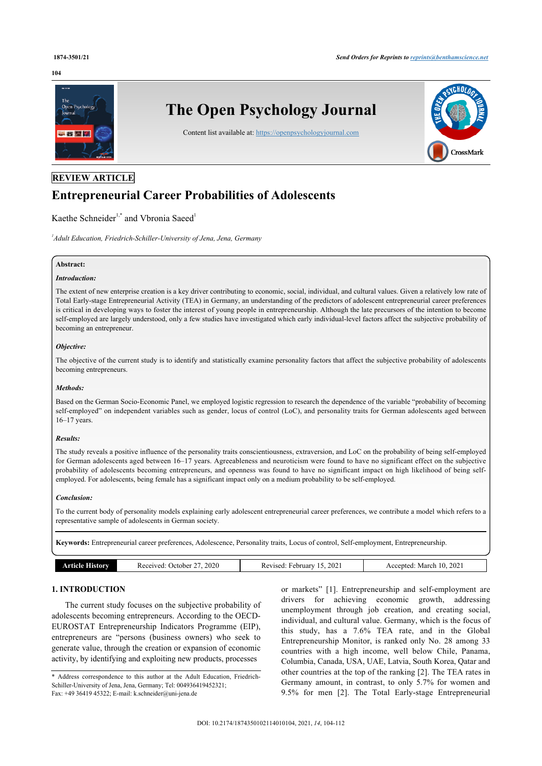**REVIEW ARTICLE**

# Entrepreneurial Career Probabilities of Adolescents

Kaethe Schneider[1,*] and Vbronia Saeed[1]

[1]*Adult Education, Friedrich-Schiller-University of Jena, Jena, Germany*

**Abstract:**

***Introduction:***

The extent of new enterprise creation is a key driver contributing to economic, social, individual, and cultural values. Given a relatively low rate of Total Early-stage Entrepreneurial Activity (TEA) in Germany, an understanding of the predictors of adolescent entrepreneurial career preferences is critical in developing ways to foster the interest of young people in entrepreneurship. Although the late precursors of the intention to become self-employed are largely understood, only a few studies have investigated which early individual-level factors affect the subjective probability of becoming an entrepreneur.

***Objective:***

The objective of the current study is to identify and statistically examine personality factors that affect the subjective probability of adolescents becoming entrepreneurs.

***Methods:***

Based on the German Socio-Economic Panel, we employed logistic regression to research the dependence of the variable "probability of becoming self-employed" on independent variables such as gender, locus of control (LoC), and personality traits for German adolescents aged between 16–17 years.

***Results:***

The study reveals a positive influence of the personality traits conscientiousness, extraversion, and LoC on the probability of being self-employed for German adolescents aged between 16–17 years. Agreeableness and neuroticism were found to have no significant effect on the subjective probability of adolescents becoming entrepreneurs, and openness was found to have no significant impact on high likelihood of being self-employed. For adolescents, being female has a significant impact only on a medium probability to be self-employed.

***Conclusion:***

To the current body of personality models explaining early adolescent entrepreneurial career preferences, we contribute a model which refers to a representative sample of adolescents in German society.

**Keywords:** Entrepreneurial career preferences, Adolescence, Personality traits, Locus of control, Self-employment, Entrepreneurship.

| Article History | Received: October 27, 2020 | Revised: February 15, 2021 | Accepted: March 10, 2021 |
|---|---|---|---|

## 1. INTRODUCTION

The current study focuses on the subjective probability of adolescents becoming entrepreneurs. According to the OECD-EUROSTAT Entrepreneurship Indicators Programme (EIP), entrepreneurs are "persons (business owners) who seek to generate value, through the creation or expansion of economic activity, by identifying and exploiting new products, processes or markets" [1]. Entrepreneurship and self-employment are drivers for achieving economic growth, addressing unemployment through job creation, and creating social, individual, and cultural value. Germany, which is the focus of this study, has a 7.6% TEA rate, and in the Global Entrepreneurship Monitor, is ranked only No. 28 among 33 countries with a high income, well below Chile, Panama, Columbia, Canada, USA, UAE, Latvia, South Korea, Qatar and other countries at the top of the ranking [2]. The TEA rates in Germany amount, in contrast, to only 5.7% for women and 9.5% for men [2]. The Total Early-stage Entrepreneurial

\* Address correspondence to this author at the Adult Education, Friedrich-Schiller-University of Jena, Jena, Germany; Tel: 004936419452321; Fax: +49 36419 45322; E-mail: k.schneider@uni-jena.de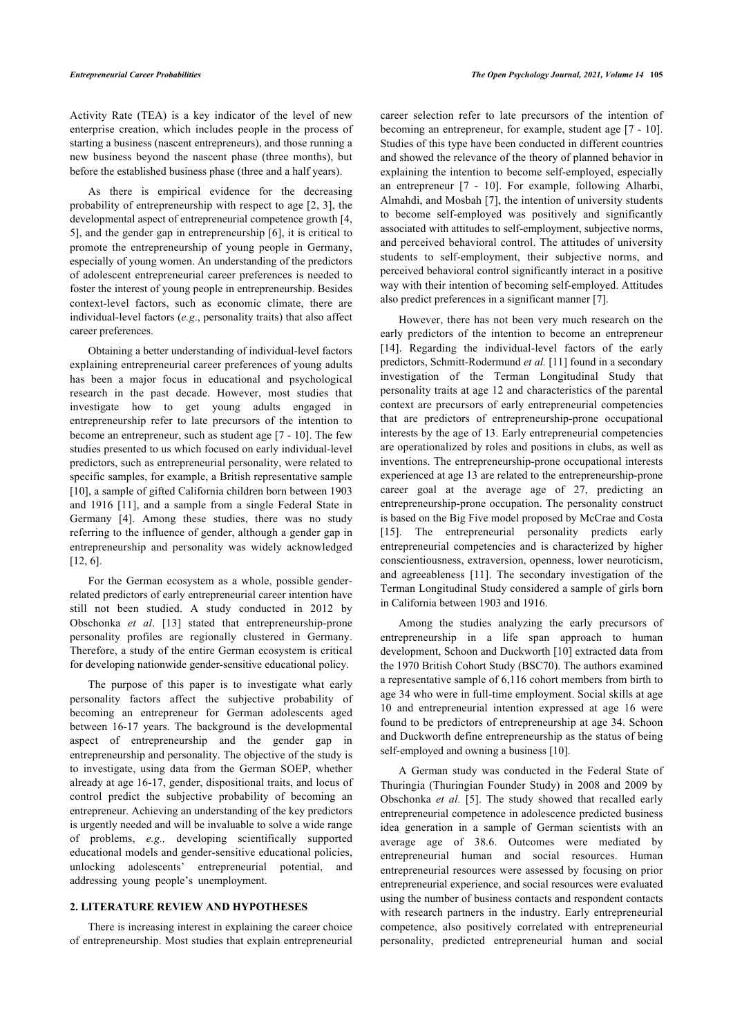Activity Rate (TEA) is a key indicator of the level of new enterprise creation, which includes people in the process of starting a business (nascent entrepreneurs), and those running a new business beyond the nascent phase (three months), but before the established business phase (three and a half years).

As there is empirical evidence for the decreasing probability of entrepreneurship with respect to age [2, 3], the developmental aspect of entrepreneurial competence growth [4, 5], and the gender gap in entrepreneurship [6], it is critical to promote the entrepreneurship of young people in Germany, especially of young women. An understanding of the predictors of adolescent entrepreneurial career preferences is needed to foster the interest of young people in entrepreneurship. Besides context-level factors, such as economic climate, there are individual-level factors (*e.g*., personality traits) that also affect career preferences.

Obtaining a better understanding of individual-level factors explaining entrepreneurial career preferences of young adults has been a major focus in educational and psychological research in the past decade. However, most studies that investigate how to get young adults engaged in entrepreneurship refer to late precursors of the intention to become an entrepreneur, such as student age [7 - 10]. The few studies presented to us which focused on early individual-level predictors, such as entrepreneurial personality, were related to specific samples, for example, a British representative sample [10], a sample of gifted California children born between 1903 and 1916 [11], and a sample from a single Federal State in Germany [4]. Among these studies, there was no study referring to the influence of gender, although a gender gap in entrepreneurship and personality was widely acknowledged [12, 6].

For the German ecosystem as a whole, possible gender-related predictors of early entrepreneurial career intention have still not been studied. A study conducted in 2012 by Obschonka *et al*. [13] stated that entrepreneurship-prone personality profiles are regionally clustered in Germany. Therefore, a study of the entire German ecosystem is critical for developing nationwide gender-sensitive educational policy.

The purpose of this paper is to investigate what early personality factors affect the subjective probability of becoming an entrepreneur for German adolescents aged between 16-17 years. The background is the developmental aspect of entrepreneurship and the gender gap in entrepreneurship and personality. The objective of the study is to investigate, using data from the German SOEP, whether already at age 16-17, gender, dispositional traits, and locus of control predict the subjective probability of becoming an entrepreneur. Achieving an understanding of the key predictors is urgently needed and will be invaluable to solve a wide range of problems, *e.g.,* developing scientifically supported educational models and gender-sensitive educational policies, unlocking adolescents' entrepreneurial potential, and addressing young people's unemployment.

## 2. LITERATURE REVIEW AND HYPOTHESES

There is increasing interest in explaining the career choice of entrepreneurship. Most studies that explain entrepreneurial career selection refer to late precursors of the intention of becoming an entrepreneur, for example, student age [7 - 10]. Studies of this type have been conducted in different countries and showed the relevance of the theory of planned behavior in explaining the intention to become self-employed, especially an entrepreneur [7 - 10]. For example, following Alharbi, Almahdi, and Mosbah [7], the intention of university students to become self-employed was positively and significantly associated with attitudes to self-employment, subjective norms, and perceived behavioral control. The attitudes of university students to self-employment, their subjective norms, and perceived behavioral control significantly interact in a positive way with their intention of becoming self-employed. Attitudes also predict preferences in a significant manner [7].

However, there has not been very much research on the early predictors of the intention to become an entrepreneur [14]. Regarding the individual-level factors of the early predictors, Schmitt-Rodermund *et al.* [11] found in a secondary investigation of the Terman Longitudinal Study that personality traits at age 12 and characteristics of the parental context are precursors of early entrepreneurial competencies that are predictors of entrepreneurship-prone occupational interests by the age of 13. Early entrepreneurial competencies are operationalized by roles and positions in clubs, as well as inventions. The entrepreneurship-prone occupational interests experienced at age 13 are related to the entrepreneurship-prone career goal at the average age of 27, predicting an entrepreneurship-prone occupation. The personality construct is based on the Big Five model proposed by McCrae and Costa [15]. The entrepreneurial personality predicts early entrepreneurial competencies and is characterized by higher conscientiousness, extraversion, openness, lower neuroticism, and agreeableness [11]. The secondary investigation of the Terman Longitudinal Study considered a sample of girls born in California between 1903 and 1916.

Among the studies analyzing the early precursors of entrepreneurship in a life span approach to human development, Schoon and Duckworth [10] extracted data from the 1970 British Cohort Study (BSC70). The authors examined a representative sample of 6,116 cohort members from birth to age 34 who were in full-time employment. Social skills at age 10 and entrepreneurial intention expressed at age 16 were found to be predictors of entrepreneurship at age 34. Schoon and Duckworth define entrepreneurship as the status of being self-employed and owning a business [10].

A German study was conducted in the Federal State of Thuringia (Thuringian Founder Study) in 2008 and 2009 by Obschonka *et al.* [5]. The study showed that recalled early entrepreneurial competence in adolescence predicted business idea generation in a sample of German scientists with an average age of 38.6. Outcomes were mediated by entrepreneurial human and social resources. Human entrepreneurial resources were assessed by focusing on prior entrepreneurial experience, and social resources were evaluated using the number of business contacts and respondent contacts with research partners in the industry. Early entrepreneurial competence, also positively correlated with entrepreneurial personality, predicted entrepreneurial human and social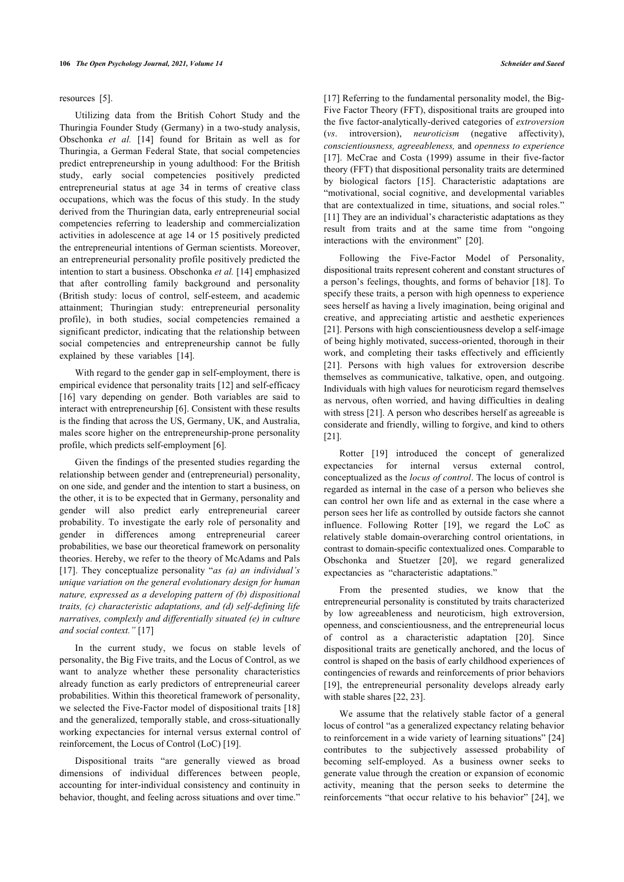resources [5].

Utilizing data from the British Cohort Study and the Thuringia Founder Study (Germany) in a two-study analysis, Obschonka *et al.* [14] found for Britain as well as for Thuringia, a German Federal State, that social competencies predict entrepreneurship in young adulthood: For the British study, early social competencies positively predicted entrepreneurial status at age 34 in terms of creative class occupations, which was the focus of this study. In the study derived from the Thuringian data, early entrepreneurial social competencies referring to leadership and commercialization activities in adolescence at age 14 or 15 positively predicted the entrepreneurial intentions of German scientists. Moreover, an entrepreneurial personality profile positively predicted the intention to start a business. Obschonka *et al.* [14] emphasized that after controlling family background and personality (British study: locus of control, self-esteem, and academic attainment; Thuringian study: entrepreneurial personality profile), in both studies, social competencies remained a significant predictor, indicating that the relationship between social competencies and entrepreneurship cannot be fully explained by these variables [14].

With regard to the gender gap in self-employment, there is empirical evidence that personality traits [12] and self-efficacy [16] vary depending on gender. Both variables are said to interact with entrepreneurship [6]. Consistent with these results is the finding that across the US, Germany, UK, and Australia, males score higher on the entrepreneurship-prone personality profile, which predicts self-employment [6].

Given the findings of the presented studies regarding the relationship between gender and (entrepreneurial) personality, on one side, and gender and the intention to start a business, on the other, it is to be expected that in Germany, personality and gender will also predict early entrepreneurial career probability. To investigate the early role of personality and gender in differences among entrepreneurial career probabilities, we base our theoretical framework on personality theories. Hereby, we refer to the theory of McAdams and Pals [17]. They conceptualize personality "*as (a) an individual's unique variation on the general evolutionary design for human nature, expressed as a developing pattern of (b) dispositional traits, (c) characteristic adaptations, and (d) self-defining life narratives, complexly and differentially situated (e) in culture and social context."* [17]

In the current study, we focus on stable levels of personality, the Big Five traits, and the Locus of Control, as we want to analyze whether these personality characteristics already function as early predictors of entrepreneurial career probabilities. Within this theoretical framework of personality, we selected the Five-Factor model of dispositional traits [18] and the generalized, temporally stable, and cross-situationally working expectancies for internal versus external control of reinforcement, the Locus of Control (LoC) [19].

Dispositional traits "are generally viewed as broad dimensions of individual differences between people, accounting for inter-individual consistency and continuity in behavior, thought, and feeling across situations and over time." [17] Referring to the fundamental personality model, the Big-Five Factor Theory (FFT), dispositional traits are grouped into the five factor-analytically-derived categories of *extroversion* (*vs*. introversion), *neuroticism* (negative affectivity), *conscientiousness, agreeableness,* and *openness to experience* [17]. McCrae and Costa (1999) assume in their five-factor theory (FFT) that dispositional personality traits are determined by biological factors [15]. Characteristic adaptations are "motivational, social cognitive, and developmental variables that are contextualized in time, situations, and social roles." [11] They are an individual's characteristic adaptations as they result from traits and at the same time from "ongoing interactions with the environment" [20].

Following the Five-Factor Model of Personality, dispositional traits represent coherent and constant structures of a person's feelings, thoughts, and forms of behavior [18]. To specify these traits, a person with high openness to experience sees herself as having a lively imagination, being original and creative, and appreciating artistic and aesthetic experiences [21]. Persons with high conscientiousness develop a self-image of being highly motivated, success-oriented, thorough in their work, and completing their tasks effectively and efficiently [21]. Persons with high values for extroversion describe themselves as communicative, talkative, open, and outgoing. Individuals with high values for neuroticism regard themselves as nervous, often worried, and having difficulties in dealing with stress [21]. A person who describes herself as agreeable is considerate and friendly, willing to forgive, and kind to others [21].

Rotter [19] introduced the concept of generalized expectancies for internal versus external control, conceptualized as the *locus of control*. The locus of control is regarded as internal in the case of a person who believes she can control her own life and as external in the case where a person sees her life as controlled by outside factors she cannot influence. Following Rotter [19], we regard the LoC as relatively stable domain-overarching control orientations, in contrast to domain-specific contextualized ones. Comparable to Obschonka and Stuetzer [20], we regard generalized expectancies as "characteristic adaptations."

From the presented studies, we know that the entrepreneurial personality is constituted by traits characterized by low agreeableness and neuroticism, high extroversion, openness, and conscientiousness, and the entrepreneurial locus of control as a characteristic adaptation [20]. Since dispositional traits are genetically anchored, and the locus of control is shaped on the basis of early childhood experiences of contingencies of rewards and reinforcements of prior behaviors [19], the entrepreneurial personality develops already early with stable shares [22, 23].

We assume that the relatively stable factor of a general locus of control "as a generalized expectancy relating behavior to reinforcement in a wide variety of learning situations" [24] contributes to the subjectively assessed probability of becoming self-employed. As a business owner seeks to generate value through the creation or expansion of economic activity, meaning that the person seeks to determine the reinforcements "that occur relative to his behavior" [24], we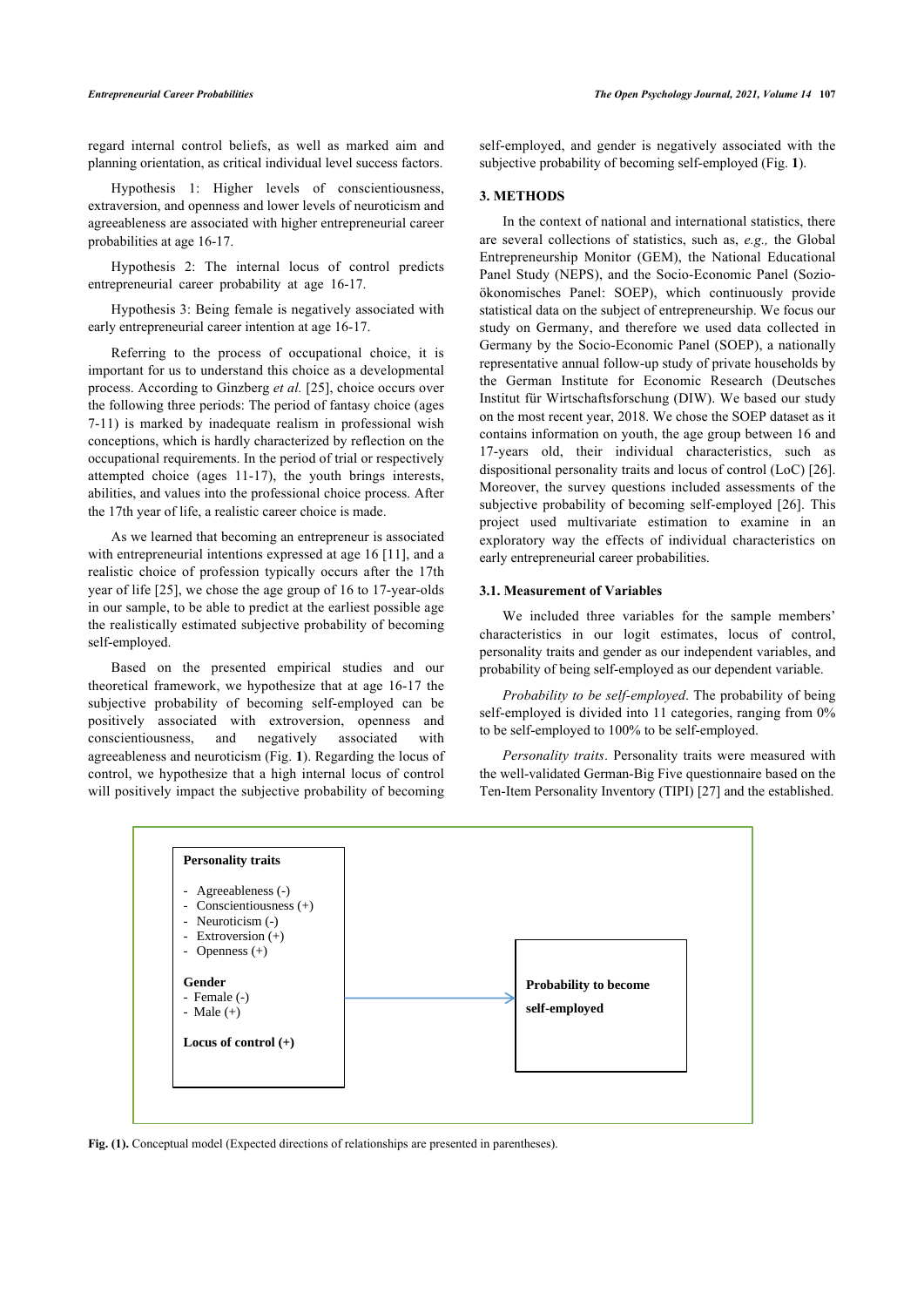regard internal control beliefs, as well as marked aim and planning orientation, as critical individual level success factors.

Hypothesis 1: Higher levels of conscientiousness, extraversion, and openness and lower levels of neuroticism and agreeableness are associated with higher entrepreneurial career probabilities at age 16-17.

Hypothesis 2: The internal locus of control predicts entrepreneurial career probability at age 16-17.

Hypothesis 3: Being female is negatively associated with early entrepreneurial career intention at age 16-17.

Referring to the process of occupational choice, it is important for us to understand this choice as a developmental process. According to Ginzberg *et al.* [25], choice occurs over the following three periods: The period of fantasy choice (ages 7-11) is marked by inadequate realism in professional wish conceptions, which is hardly characterized by reflection on the occupational requirements. In the period of trial or respectively attempted choice (ages 11-17), the youth brings interests, abilities, and values into the professional choice process. After the 17th year of life, a realistic career choice is made.

As we learned that becoming an entrepreneur is associated with entrepreneurial intentions expressed at age 16 [11], and a realistic choice of profession typically occurs after the 17th year of life [25], we chose the age group of 16 to 17-year-olds in our sample, to be able to predict at the earliest possible age the realistically estimated subjective probability of becoming self-employed.

Based on the presented empirical studies and our theoretical framework, we hypothesize that at age 16-17 the subjective probability of becoming self-employed can be positively associated with extroversion, openness and conscientiousness, and negatively associated with agreeableness and neuroticism (Fig. **1**). Regarding the locus of control, we hypothesize that a high internal locus of control will positively impact the subjective probability of becoming self-employed, and gender is negatively associated with the subjective probability of becoming self-employed (Fig. **1**).

## 3. METHODS

In the context of national and international statistics, there are several collections of statistics, such as, *e.g.,* the Global Entrepreneurship Monitor (GEM), the National Educational Panel Study (NEPS), and the Socio-Economic Panel (Sozio-ökonomisches Panel: SOEP), which continuously provide statistical data on the subject of entrepreneurship. We focus our study on Germany, and therefore we used data collected in Germany by the Socio-Economic Panel (SOEP), a nationally representative annual follow-up study of private households by the German Institute for Economic Research (Deutsches Institut für Wirtschaftsforschung (DIW). We based our study on the most recent year, 2018. We chose the SOEP dataset as it contains information on youth, the age group between 16 and 17-years old, their individual characteristics, such as dispositional personality traits and locus of control (LoC) [26]. Moreover, the survey questions included assessments of the subjective probability of becoming self-employed [26]. This project used multivariate estimation to examine in an exploratory way the effects of individual characteristics on early entrepreneurial career probabilities.

### 3.1. Measurement of Variables

We included three variables for the sample members' characteristics in our logit estimates, locus of control, personality traits and gender as our independent variables, and probability of being self-employed as our dependent variable.

*Probability to be self-employed*. The probability of being self-employed is divided into 11 categories, ranging from 0% to be self-employed to 100% to be self-employed.

*Personality traits*. Personality traits were measured with the well-validated German-Big Five questionnaire based on the Ten-Item Personality Inventory (TIPI) [27] and the established.

**Personality traits**

- Agreeableness (-)
- Conscientiousness (+)
- Neuroticism (-)
- Extroversion (+)
- Openness (+)

**Gender**

- Female (-)
- Male (+)

**Locus of control (+)**

→ **Probability to become self-employed**

**Fig. (1).** Conceptual model (Expected directions of relationships are presented in parentheses).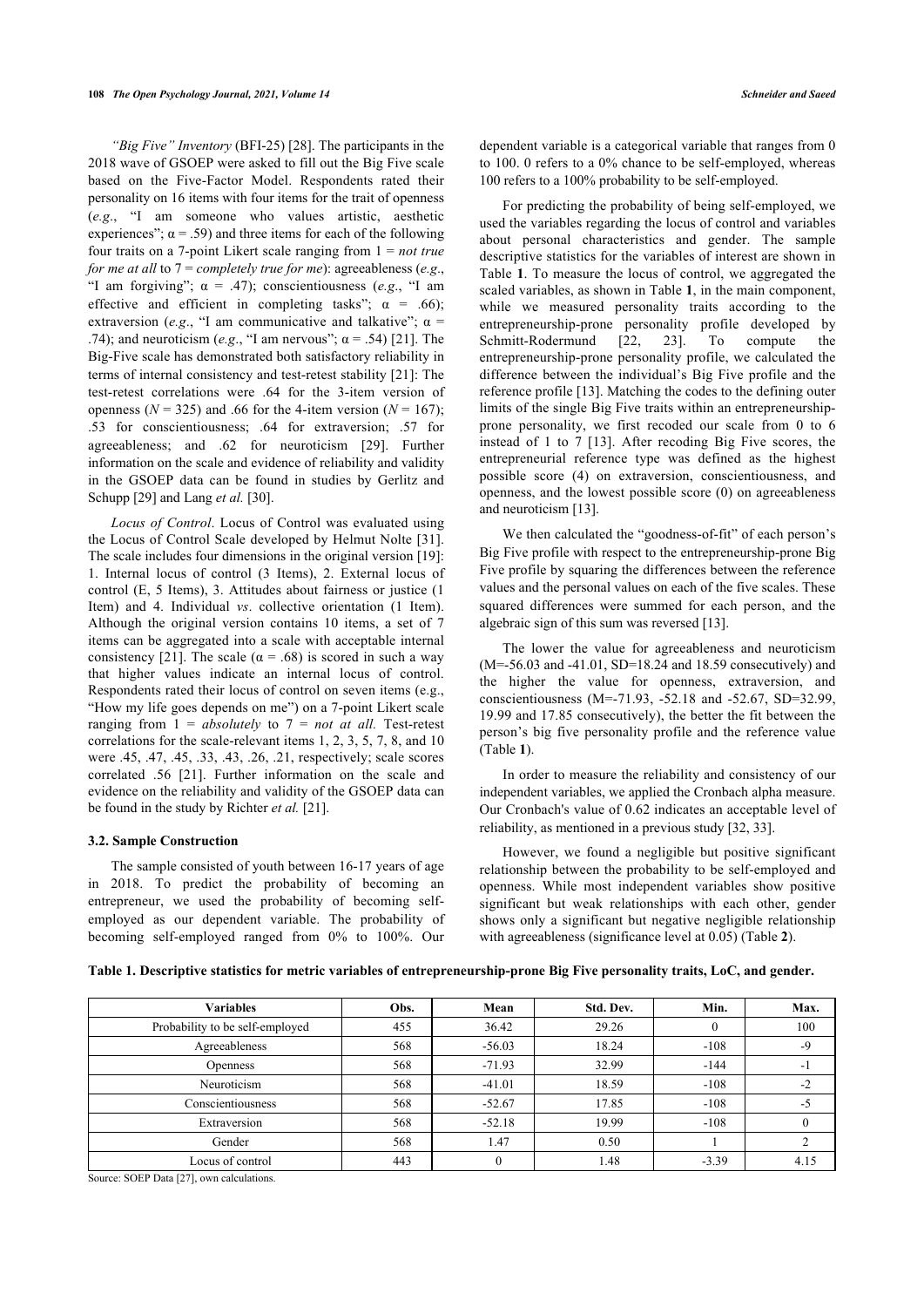*"Big Five" Inventory* (BFI-25) [28]. The participants in the 2018 wave of GSOEP were asked to fill out the Big Five scale based on the Five-Factor Model. Respondents rated their personality on 16 items with four items for the trait of openness (*e.g*., "I am someone who values artistic, aesthetic experiences"; α = .59) and three items for each of the following four traits on a 7-point Likert scale ranging from 1 = *not true for me at all* to 7 = *completely true for me*): agreeableness (*e.g*., "I am forgiving"; α = .47); conscientiousness (*e.g*., "I am effective and efficient in completing tasks"; α = .66); extraversion (*e.g*., "I am communicative and talkative"; α = .74); and neuroticism (*e.g*., "I am nervous"; α = .54) [21]. The Big-Five scale has demonstrated both satisfactory reliability in terms of internal consistency and test-retest stability [21]: The test-retest correlations were .64 for the 3-item version of openness (*N* = 325) and .66 for the 4-item version (*N* = 167); .53 for conscientiousness; .64 for extraversion; .57 for agreeableness; and .62 for neuroticism [29]. Further information on the scale and evidence of reliability and validity in the GSOEP data can be found in studies by Gerlitz and Schupp [29] and Lang *et al.* [30].

*Locus of Control*. Locus of Control was evaluated using the Locus of Control Scale developed by Helmut Nolte [31]. The scale includes four dimensions in the original version [19]: 1. Internal locus of control (3 Items), 2. External locus of control (E, 5 Items), 3. Attitudes about fairness or justice (1 Item) and 4. Individual *vs*. collective orientation (1 Item). Although the original version contains 10 items, a set of 7 items can be aggregated into a scale with acceptable internal consistency [21]. The scale (α = .68) is scored in such a way that higher values indicate an internal locus of control. Respondents rated their locus of control on seven items (e.g., "How my life goes depends on me") on a 7-point Likert scale ranging from 1 = *absolutely* to 7 = *not at all.* Test-retest correlations for the scale-relevant items 1, 2, 3, 5, 7, 8, and 10 were .45, .47, .45, .33, .43, .26, .21, respectively; scale scores correlated .56 [21]. Further information on the scale and evidence on the reliability and validity of the GSOEP data can be found in the study by Richter *et al.* [21].

### 3.2. Sample Construction

The sample consisted of youth between 16-17 years of age in 2018. To predict the probability of becoming an entrepreneur, we used the probability of becoming self-employed as our dependent variable. The probability of becoming self-employed ranged from 0% to 100%. Our dependent variable is a categorical variable that ranges from 0 to 100. 0 refers to a 0% chance to be self-employed, whereas 100 refers to a 100% probability to be self-employed.

For predicting the probability of being self-employed, we used the variables regarding the locus of control and variables about personal characteristics and gender. The sample descriptive statistics for the variables of interest are shown in Table **1**. To measure the locus of control, we aggregated the scaled variables, as shown in Table **1**, in the main component, while we measured personality traits according to the entrepreneurship-prone personality profile developed by Schmitt-Rodermund [22, 23]. To compute the entrepreneurship-prone personality profile, we calculated the difference between the individual's Big Five profile and the reference profile [13]. Matching the codes to the defining outer limits of the single Big Five traits within an entrepreneurship-prone personality, we first recoded our scale from 0 to 6 instead of 1 to 7 [13]. After recoding Big Five scores, the entrepreneurial reference type was defined as the highest possible score (4) on extraversion, conscientiousness, and openness, and the lowest possible score (0) on agreeableness and neuroticism [13].

We then calculated the "goodness-of-fit" of each person's Big Five profile with respect to the entrepreneurship-prone Big Five profile by squaring the differences between the reference values and the personal values on each of the five scales. These squared differences were summed for each person, and the algebraic sign of this sum was reversed [13].

The lower the value for agreeableness and neuroticism (M=-56.03 and -41.01, SD=18.24 and 18.59 consecutively) and the higher the value for openness, extraversion, and conscientiousness (M=-71.93, -52.18 and -52.67, SD=32.99, 19.99 and 17.85 consecutively), the better the fit between the person's big five personality profile and the reference value (Table **1**).

In order to measure the reliability and consistency of our independent variables, we applied the Cronbach alpha measure. Our Cronbach's value of 0.62 indicates an acceptable level of reliability, as mentioned in a previous study [32, 33].

However, we found a negligible but positive significant relationship between the probability to be self-employed and openness. While most independent variables show positive significant but weak relationships with each other, gender shows only a significant but negative negligible relationship with agreeableness (significance level at 0.05) (Table **2**).

**Table 1. Descriptive statistics for metric variables of entrepreneurship-prone Big Five personality traits, LoC, and gender.**

| Variables | Obs. | Mean | Std. Dev. | Min. | Max. |
|---|---|---|---|---|---|
| Probability to be self-employed | 455 | 36.42 | 29.26 | 0 | 100 |
| Agreeableness | 568 | -56.03 | 18.24 | -108 | -9 |
| Openness | 568 | -71.93 | 32.99 | -144 | -1 |
| Neuroticism | 568 | -41.01 | 18.59 | -108 | -2 |
| Conscientiousness | 568 | -52.67 | 17.85 | -108 | -5 |
| Extraversion | 568 | -52.18 | 19.99 | -108 | 0 |
| Gender | 568 | 1.47 | 0.50 | 1 | 2 |
| Locus of control | 443 | 0 | 1.48 | -3.39 | 4.15 |

Source: SOEP Data [27], own calculations.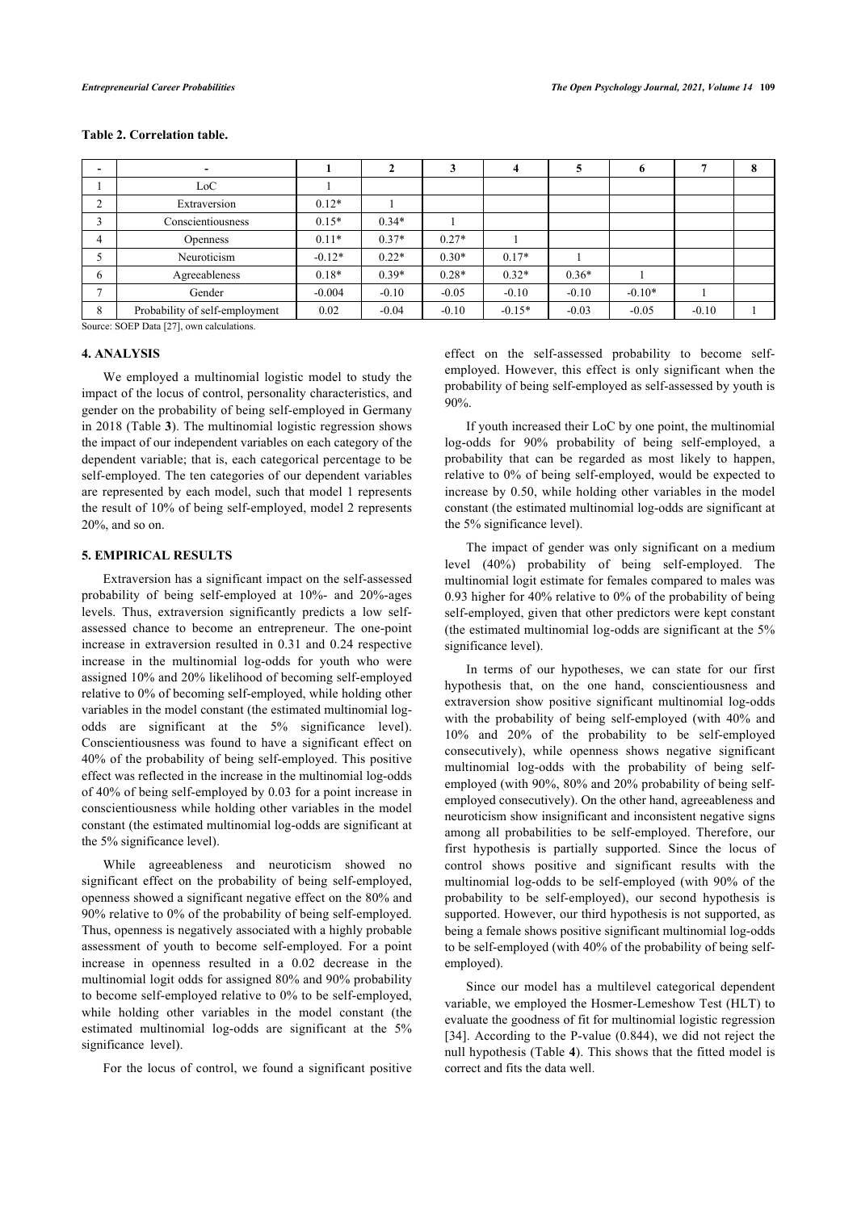**Table 2. Correlation table.**

| - | - | 1 | 2 | 3 | 4 | 5 | 6 | 7 | 8 |
|---|---|---|---|---|---|---|---|---|---|
| 1 | LoC | 1 | | | | | | | |
| 2 | Extraversion | 0.12* | 1 | | | | | | |
| 3 | Conscientiousness | 0.15* | 0.34* | 1 | | | | | |
| 4 | Openness | 0.11* | 0.37* | 0.27* | 1 | | | | |
| 5 | Neuroticism | -0.12* | 0.22* | 0.30* | 0.17* | 1 | | | |
| 6 | Agreeableness | 0.18* | 0.39* | 0.28* | 0.32* | 0.36* | 1 | | |
| 7 | Gender | -0.004 | -0.10 | -0.05 | -0.10 | -0.10 | -0.10* | 1 | |
| 8 | Probability of self-employment | 0.02 | -0.04 | -0.10 | -0.15* | -0.03 | -0.05 | -0.10 | 1 |

Source: SOEP Data [27], own calculations.

## 4. ANALYSIS

We employed a multinomial logistic model to study the impact of the locus of control, personality characteristics, and gender on the probability of being self-employed in Germany in 2018 (Table **3**). The multinomial logistic regression shows the impact of our independent variables on each category of the dependent variable; that is, each categorical percentage to be self-employed. The ten categories of our dependent variables are represented by each model, such that model 1 represents the result of 10% of being self-employed, model 2 represents 20%, and so on.

## 5. EMPIRICAL RESULTS

Extraversion has a significant impact on the self-assessed probability of being self-employed at 10%- and 20%-ages levels. Thus, extraversion significantly predicts a low self-assessed chance to become an entrepreneur. The one-point increase in extraversion resulted in 0.31 and 0.24 respective increase in the multinomial log-odds for youth who were assigned 10% and 20% likelihood of becoming self-employed relative to 0% of becoming self-employed, while holding other variables in the model constant (the estimated multinomial log-odds are significant at the 5% significance level). Conscientiousness was found to have a significant effect on 40% of the probability of being self-employed. This positive effect was reflected in the increase in the multinomial log-odds of 40% of being self-employed by 0.03 for a point increase in conscientiousness while holding other variables in the model constant (the estimated multinomial log-odds are significant at the 5% significance level).

While agreeableness and neuroticism showed no significant effect on the probability of being self-employed, openness showed a significant negative effect on the 80% and 90% relative to 0% of the probability of being self-employed. Thus, openness is negatively associated with a highly probable assessment of youth to become self-employed. For a point increase in openness resulted in a 0.02 decrease in the multinomial logit odds for assigned 80% and 90% probability to become self-employed relative to 0% to be self-employed, while holding other variables in the model constant (the estimated multinomial log-odds are significant at the 5% significance level).

For the locus of control, we found a significant positive effect on the self-assessed probability to become self-employed. However, this effect is only significant when the probability of being self-employed as self-assessed by youth is 90%.

If youth increased their LoC by one point, the multinomial log-odds for 90% probability of being self-employed, a probability that can be regarded as most likely to happen, relative to 0% of being self-employed, would be expected to increase by 0.50, while holding other variables in the model constant (the estimated multinomial log-odds are significant at the 5% significance level).

The impact of gender was only significant on a medium level (40%) probability of being self-employed. The multinomial logit estimate for females compared to males was 0.93 higher for 40% relative to 0% of the probability of being self-employed, given that other predictors were kept constant (the estimated multinomial log-odds are significant at the 5% significance level).

In terms of our hypotheses, we can state for our first hypothesis that, on the one hand, conscientiousness and extraversion show positive significant multinomial log-odds with the probability of being self-employed (with 40% and 10% and 20% of the probability to be self-employed consecutively), while openness shows negative significant multinomial log-odds with the probability of being self-employed (with 90%, 80% and 20% probability of being self-employed consecutively). On the other hand, agreeableness and neuroticism show insignificant and inconsistent negative signs among all probabilities to be self-employed. Therefore, our first hypothesis is partially supported. Since the locus of control shows positive and significant results with the multinomial log-odds to be self-employed (with 90% of the probability to be self-employed), our second hypothesis is supported. However, our third hypothesis is not supported, as being a female shows positive significant multinomial log-odds to be self-employed (with 40% of the probability of being self-employed).

Since our model has a multilevel categorical dependent variable, we employed the Hosmer-Lemeshow Test (HLT) to evaluate the goodness of fit for multinomial logistic regression [34]. According to the P-value (0.844), we did not reject the null hypothesis (Table **4**). This shows that the fitted model is correct and fits the data well.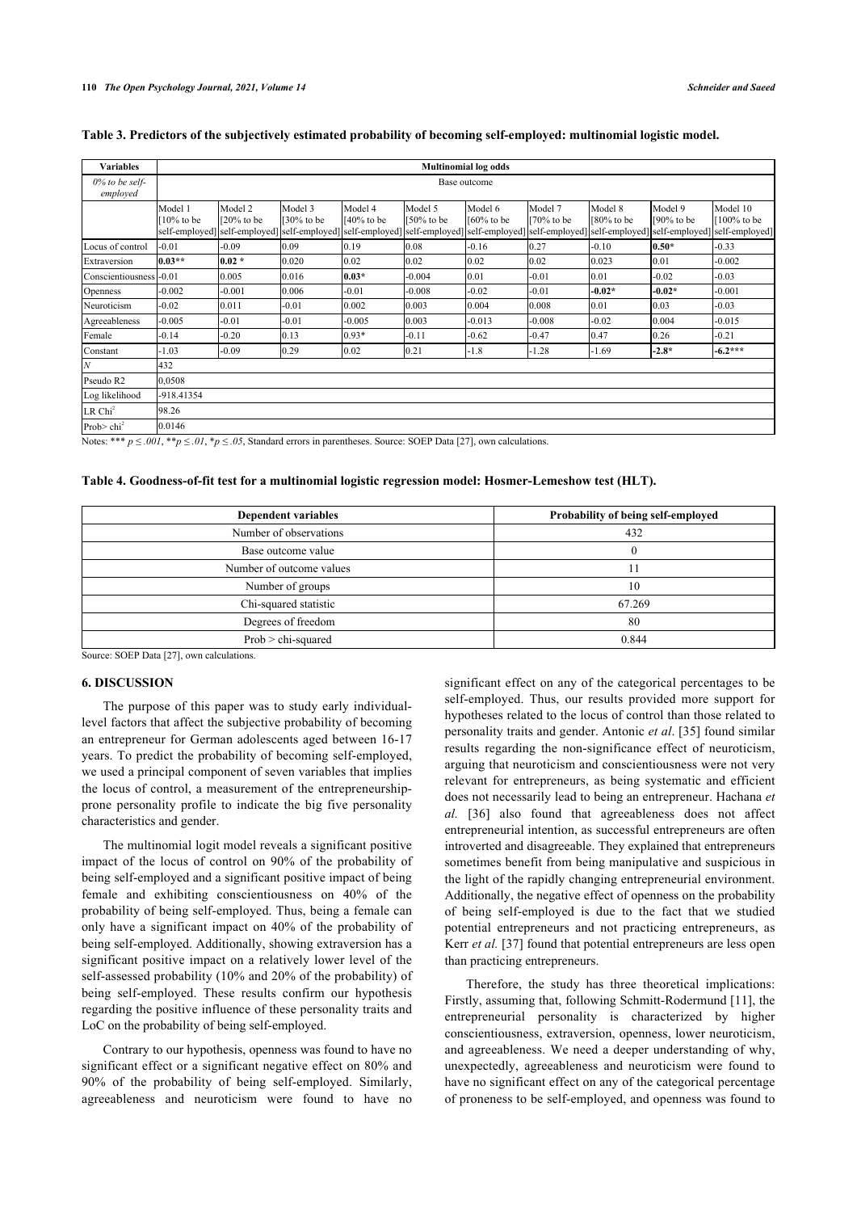**Table 3. Predictors of the subjectively estimated probability of becoming self-employed: multinomial logistic model.**

| Variables | Multinomial log odds | | | | | | | | | |
|---|---|---|---|---|---|---|---|---|---|---|
| *0% to be self-employed* | Base outcome | | | | | | | | | |
| | Model 1 [10% to be self-employed] | Model 2 [20% to be self-employed] | Model 3 [30% to be self-employed] | Model 4 [40% to be self-employed] | Model 5 [50% to be self-employed] | Model 6 [60% to be self-employed] | Model 7 [70% to be self-employed] | Model 8 [80% to be self-employed] | Model 9 [90% to be self-employed] | Model 10 [100% to be self-employed] |
| Locus of control | -0.01 | -0.09 | 0.09 | 0.19 | 0.08 | -0.16 | 0.27 | -0.10 | **0.50*** | -0.33 |
| Extraversion | **0.03**** | **0.02 *** | 0.020 | 0.02 | 0.02 | 0.02 | 0.02 | 0.023 | 0.01 | -0.002 |
| Conscientiousness | -0.01 | 0.005 | 0.016 | **0.03*** | -0.004 | 0.01 | -0.01 | 0.01 | -0.02 | -0.03 |
| Openness | -0.002 | -0.001 | 0.006 | -0.01 | -0.008 | -0.02 | -0.01 | **-0.02*** | **-0.02*** | -0.001 |
| Neuroticism | -0.02 | 0.011 | -0.01 | 0.002 | 0.003 | 0.004 | 0.008 | 0.01 | 0.03 | -0.03 |
| Agreeableness | -0.005 | -0.01 | -0.01 | -0.005 | 0.003 | -0.013 | -0.008 | -0.02 | 0.004 | -0.015 |
| Female | -0.14 | -0.20 | 0.13 | 0.93* | -0.11 | -0.62 | -0.47 | 0.47 | 0.26 | -0.21 |
| Constant | -1.03 | -0.09 | 0.29 | 0.02 | 0.21 | -1.8 | -1.28 | -1.69 | **-2.8*** | **-6.2***** |
| *N* | 432 | | | | | | | | | |
| Pseudo R2 | 0,0508 | | | | | | | | | |
| Log likelihood | -918.41354 | | | | | | | | | |
| LR $Chi^2$ | 98.26 | | | | | | | | | |
| Prob> $chi^2$ | 0.0146 | | | | | | | | | |

Notes: *** $p \leq .001$, ** $p \leq .01$, * $p \leq .05$, Standard errors in parentheses. Source: SOEP Data [27], own calculations.

**Table 4. Goodness-of-fit test for a multinomial logistic regression model: Hosmer-Lemeshow test (HLT).**

| Dependent variables | Probability of being self-employed |
|---|---|
| Number of observations | 432 |
| Base outcome value | 0 |
| Number of outcome values | 11 |
| Number of groups | 10 |
| Chi-squared statistic | 67.269 |
| Degrees of freedom | 80 |
| Prob > chi-squared | 0.844 |

Source: SOEP Data [27], own calculations.

## 6. DISCUSSION

The purpose of this paper was to study early individual-level factors that affect the subjective probability of becoming an entrepreneur for German adolescents aged between 16-17 years. To predict the probability of becoming self-employed, we used a principal component of seven variables that implies the locus of control, a measurement of the entrepreneurship-prone personality profile to indicate the big five personality characteristics and gender.

The multinomial logit model reveals a significant positive impact of the locus of control on 90% of the probability of being self-employed and a significant positive impact of being female and exhibiting conscientiousness on 40% of the probability of being self-employed. Thus, being a female can only have a significant impact on 40% of the probability of being self-employed. Additionally, showing extraversion has a significant positive impact on a relatively lower level of the self-assessed probability (10% and 20% of the probability) of being self-employed. These results confirm our hypothesis regarding the positive influence of these personality traits and LoC on the probability of being self-employed.

Contrary to our hypothesis, openness was found to have no significant effect or a significant negative effect on 80% and 90% of the probability of being self-employed. Similarly, agreeableness and neuroticism were found to have no significant effect on any of the categorical percentages to be self-employed. Thus, our results provided more support for hypotheses related to the locus of control than those related to personality traits and gender. Antonic *et al*. [35] found similar results regarding the non-significance effect of neuroticism, arguing that neuroticism and conscientiousness were not very relevant for entrepreneurs, as being systematic and efficient does not necessarily lead to being an entrepreneur. Hachana *et al.* [36] also found that agreeableness does not affect entrepreneurial intention, as successful entrepreneurs are often introverted and disagreeable. They explained that entrepreneurs sometimes benefit from being manipulative and suspicious in the light of the rapidly changing entrepreneurial environment. Additionally, the negative effect of openness on the probability of being self-employed is due to the fact that we studied potential entrepreneurs and not practicing entrepreneurs, as Kerr *et al.* [37] found that potential entrepreneurs are less open than practicing entrepreneurs.

Therefore, the study has three theoretical implications: Firstly, assuming that, following Schmitt-Rodermund [11], the entrepreneurial personality is characterized by higher conscientiousness, extraversion, openness, lower neuroticism, and agreeableness. We need a deeper understanding of why, unexpectedly, agreeableness and neuroticism were found to have no significant effect on any of the categorical percentage of proneness to be self-employed, and openness was found to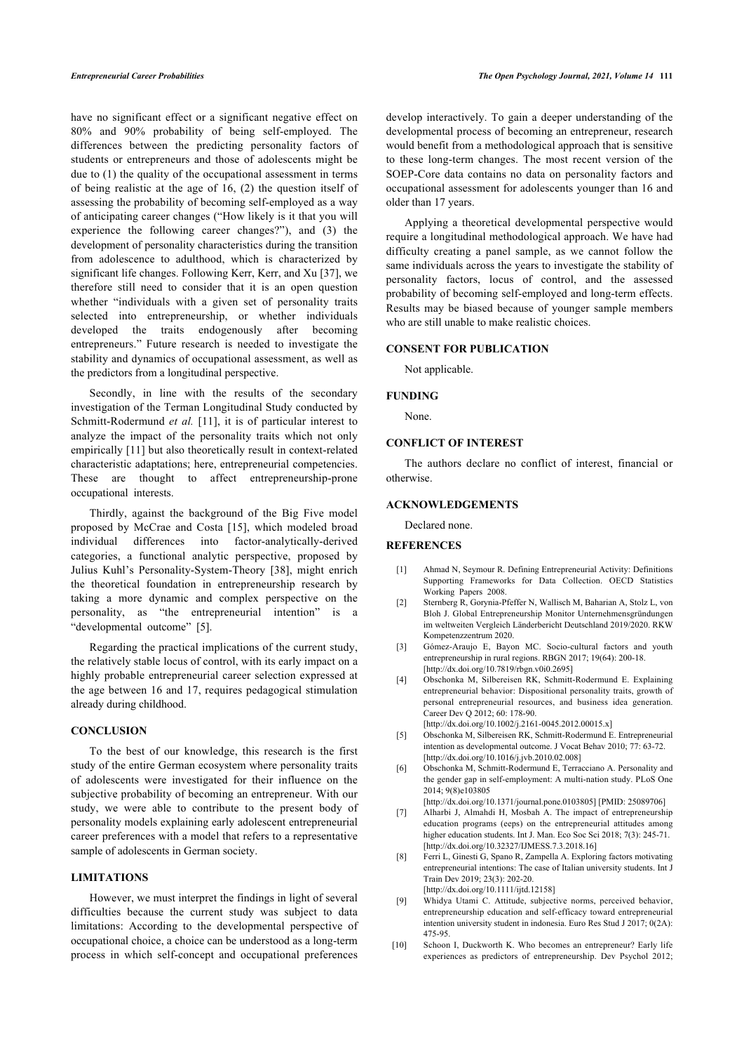have no significant effect or a significant negative effect on 80% and 90% probability of being self-employed. The differences between the predicting personality factors of students or entrepreneurs and those of adolescents might be due to (1) the quality of the occupational assessment in terms of being realistic at the age of 16, (2) the question itself of assessing the probability of becoming self-employed as a way of anticipating career changes ("How likely is it that you will experience the following career changes?"), and (3) the development of personality characteristics during the transition from adolescence to adulthood, which is characterized by significant life changes. Following Kerr, Kerr, and Xu [37], we therefore still need to consider that it is an open question whether "individuals with a given set of personality traits selected into entrepreneurship, or whether individuals developed the traits endogenously after becoming entrepreneurs." Future research is needed to investigate the stability and dynamics of occupational assessment, as well as the predictors from a longitudinal perspective.

Secondly, in line with the results of the secondary investigation of the Terman Longitudinal Study conducted by Schmitt-Rodermund *et al.* [11], it is of particular interest to analyze the impact of the personality traits which not only empirically [11] but also theoretically result in context-related characteristic adaptations; here, entrepreneurial competencies. These are thought to affect entrepreneurship-prone occupational interests.

Thirdly, against the background of the Big Five model proposed by McCrae and Costa [15], which modeled broad individual differences into factor-analytically-derived categories, a functional analytic perspective, proposed by Julius Kuhl's Personality-System-Theory [38], might enrich the theoretical foundation in entrepreneurship research by taking a more dynamic and complex perspective on the personality, as "the entrepreneurial intention" is a "developmental outcome" [5].

Regarding the practical implications of the current study, the relatively stable locus of control, with its early impact on a highly probable entrepreneurial career selection expressed at the age between 16 and 17, requires pedagogical stimulation already during childhood.

## CONCLUSION

To the best of our knowledge, this research is the first study of the entire German ecosystem where personality traits of adolescents were investigated for their influence on the subjective probability of becoming an entrepreneur. With our study, we were able to contribute to the present body of personality models explaining early adolescent entrepreneurial career preferences with a model that refers to a representative sample of adolescents in German society.

## LIMITATIONS

However, we must interpret the findings in light of several difficulties because the current study was subject to data limitations: According to the developmental perspective of occupational choice, a choice can be understood as a long-term process in which self-concept and occupational preferences develop interactively. To gain a deeper understanding of the developmental process of becoming an entrepreneur, research would benefit from a methodological approach that is sensitive to these long-term changes. The most recent version of the SOEP-Core data contains no data on personality factors and occupational assessment for adolescents younger than 16 and older than 17 years.

Applying a theoretical developmental perspective would require a longitudinal methodological approach. We have had difficulty creating a panel sample, as we cannot follow the same individuals across the years to investigate the stability of personality factors, locus of control, and the assessed probability of becoming self-employed and long-term effects. Results may be biased because of younger sample members who are still unable to make realistic choices.

## CONSENT FOR PUBLICATION

Not applicable.

## FUNDING

None.

## CONFLICT OF INTEREST

The authors declare no conflict of interest, financial or otherwise.

## ACKNOWLEDGEMENTS

Declared none.

## REFERENCES

[1] Ahmad N, Seymour R. Defining Entrepreneurial Activity: Definitions Supporting Frameworks for Data Collection. OECD Statistics Working Papers 2008.

[2] Sternberg R, Gorynia-Pfeffer N, Wallisch M, Baharian A, Stolz L, von Bloh J. Global Entrepreneurship Monitor Unternehmensgründungen im weltweiten Vergleich Länderbericht Deutschland 2019/2020. RKW Kompetenzzentrum 2020.

[3] Gómez-Araujo E, Bayon MC. Socio-cultural factors and youth entrepreneurship in rural regions. RBGN 2017; 19(64): 200-18. [http://dx.doi.org/10.7819/rbgn.v0i0.2695]

[4] Obschonka M, Silbereisen RK, Schmitt-Rodermund E. Explaining entrepreneurial behavior: Dispositional personality traits, growth of personal entrepreneurial resources, and business idea generation. Career Dev Q 2012; 60: 178-90. [http://dx.doi.org/10.1002/j.2161-0045.2012.00015.x]

[5] Obschonka M, Silbereisen RK, Schmitt-Rodermund E. Entrepreneurial intention as developmental outcome. J Vocat Behav 2010; 77: 63-72. [http://dx.doi.org/10.1016/j.jvb.2010.02.008]

[6] Obschonka M, Schmitt-Rodermund E, Terracciano A. Personality and the gender gap in self-employment: A multi-nation study. PLoS One 2014; 9(8)e103805 [http://dx.doi.org/10.1371/journal.pone.0103805] [PMID: 25089706]

[7] Alharbi J, Almahdi H, Mosbah A. The impact of entrepreneurship education programs (eeps) on the entrepreneurial attitudes among higher education students. Int J. Man. Eco Soc Sci 2018; 7(3): 245-71. [http://dx.doi.org/10.32327/IJMESS.7.3.2018.16]

[8] Ferri L, Ginesti G, Spano R, Zampella A. Exploring factors motivating entrepreneurial intentions: The case of Italian university students. Int J Train Dev 2019; 23(3): 202-20. [http://dx.doi.org/10.1111/ijtd.12158]

[9] Whidya Utami C. Attitude, subjective norms, perceived behavior, entrepreneurship education and self-efficacy toward entrepreneurial intention university student in indonesia. Euro Res Stud J 2017; 0(2A): 475-95.

[10] Schoon I, Duckworth K. Who becomes an entrepreneur? Early life experiences as predictors of entrepreneurship. Dev Psychol 2012;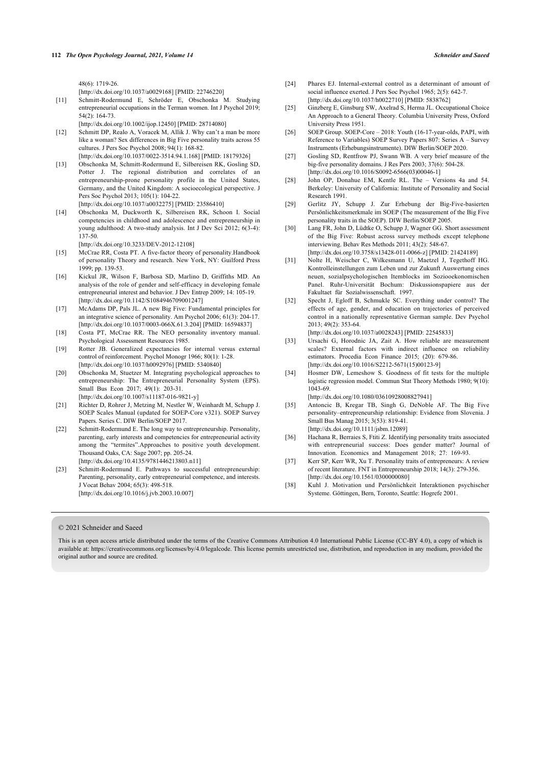48(6): 1719-26.
[http://dx.doi.org/10.1037/a0029168] [PMID: 22746220]

[11] Schmitt-Rodermund E, Schröder E, Obschonka M. Studying entrepreneurial occupations in the Terman women. Int J Psychol 2019; 54(2): 164-73.
[http://dx.doi.org/10.1002/ijop.12450] [PMID: 28714080]

[12] Schmitt DP, Realo A, Voracek M, Allik J. Why can't a man be more like a woman? Sex differences in Big Five personality traits across 55 cultures. J Pers Soc Psychol 2008; 94(1): 168-82.
[http://dx.doi.org/10.1037/0022-3514.94.1.168] [PMID: 18179326]

[13] Obschonka M, Schmitt-Rodermund E, Silbereisen RK, Gosling SD, Potter J. The regional distribution and correlates of an entrepreneurship-prone personality profile in the United States, Germany, and the United Kingdom: A socioecological perspective. J Pers Soc Psychol 2013; 105(1): 104-22.
[http://dx.doi.org/10.1037/a0032275] [PMID: 23586410]

[14] Obschonka M, Duckworth K, Silbereisen RK, Schoon I. Social competencies in childhood and adolescence and entrepreneurship in young adulthood: A two-study analysis. Int J Dev Sci 2012; 6(3-4): 137-50.
[http://dx.doi.org/10.3233/DEV-2012-12108]

[15] McCrae RR, Costa PT. A five-factor theory of personality.Handbook of personality Theory and research. New York, NY: Guilford Press 1999; pp. 139-53.

[16] Kickul JR, Wilson F, Barbosa SD, Marlino D, Griffiths MD. An analysis of the role of gender and self-efficacy in developing female entrepreneurial interest and behavior. J Dev Entrep 2009; 14: 105-19.
[http://dx.doi.org/10.1142/S1084946709001247]

[17] McAdams DP, Pals JL. A new Big Five: Fundamental principles for an integrative science of personality. Am Psychol 2006; 61(3): 204-17.
[http://dx.doi.org/10.1037/0003-066X.61.3.204] [PMID: 16594837]

[18] Costa PT, McCrae RR. The NEO personality inventory manual. Psychological Assessment Resources 1985.

[19] Rotter JB. Generalized expectancies for internal versus external control of reinforcement. Psychol Monogr 1966; 80(1): 1-28.
[http://dx.doi.org/10.1037/h0092976] [PMID: 5340840]

[20] Obschonka M, Stuetzer M. Integrating psychological approaches to entrepreneurship: The Entrepreneurial Personality System (EPS). Small Bus Econ 2017; 49(1): 203-31.
[http://dx.doi.org/10.1007/s11187-016-9821-y]

[21] Richter D, Rohrer J, Metzing M, Nestler W, Weinhardt M, Schupp J. SOEP Scales Manual (updated for SOEP-Core v321). SOEP Survey Papers. Series C. DIW Berlin/SOEP 2017.

[22] Schmitt-Rodermund E. The long way to entrepreneurship. Personality, parenting, early interests and competencies for entrepreneurial activity among the "termites".Approaches to positive youth development. Thousand Oaks, CA: Sage 2007; pp. 205-24.
[http://dx.doi.org/10.4135/9781446213803.n11]

[23] Schmitt-Rodermund E. Pathways to successful entrepreneurship: Parenting, personality, early entrepreneurial competence, and interests. J Vocat Behav 2004; 65(3): 498-518.
[http://dx.doi.org/10.1016/j.jvb.2003.10.007]

[24] Phares EJ. Internal-external control as a determinant of amount of social influence exerted. J Pers Soc Psychol 1965; 2(5): 642-7.
[http://dx.doi.org/10.1037/h0022710] [PMID: 5838762]

[25] Ginzberg E, Ginsburg SW, Axelrad S, Herma JL. Occupational Choice An Approach to a General Theory. Columbia University Press, Oxford University Press 1951.

[26] SOEP Group. SOEP-Core – 2018: Youth (16-17-year-olds, PAPI, with Reference to Variables) SOEP Survey Papers 807: Series A – Survey Instruments (Erhebungsinstrumente). DIW Berlin/SOEP 2020.

[27] Gosling SD, Rentfrow PJ, Swann WB. A very brief measure of the big-five personality domains. J Res Pers 2003; 37(6): 504-28.
[http://dx.doi.org/10.1016/S0092-6566(03)00046-1]

[28] John OP, Donahue EM, Kentle RL. The – Versions 4a and 54. Berkeley: University of California: Institute of Personality and Social Research 1991.

[29] Gerlitz JY, Schupp J. Zur Erhebung der Big-Five-basierten Persönlichkeitsmerkmale im SOEP (The measurement of the Big Five personality traits in the SOEP). DIW Berlin/SOEP 2005.

[30] Lang FR, John D, Lüdtke O, Schupp J, Wagner GG. Short assessment of the Big Five: Robust across survey methods except telephone interviewing. Behav Res Methods 2011; 43(2): 548-67.
[http://dx.doi.org/10.3758/s13428-011-0066-z] [PMID: 21424189]

[31] Nolte H, Weischer C, Wilkesmann U, Maetzel J, Tegethoff HG. Kontrolleinstellungen zum Leben und zur Zukunft Auswertung eines neuen, sozialpsychologischen Itemblocks im Soziooekonomischen Panel. Ruhr-Universität Bochum: Diskussionspapiere aus der Fakultaet für Sozialwissenschaft. 1997.

[32] Specht J, Egloff B, Schmukle SC. Everything under control? The effects of age, gender, and education on trajectories of perceived control in a nationally representative German sample. Dev Psychol 2013; 49(2): 353-64.
[http://dx.doi.org/10.1037/a0028243] [PMID: 22545833]

[33] Ursachi G, Horodnic JA, Zait A. How reliable are measurement scales? External factors with indirect influence on reliability estimators. Procedia Econ Finance 2015; (20): 679-86.
[http://dx.doi.org/10.1016/S2212-5671(15)00123-9]

[34] Hosmer DW, Lemeshow S. Goodness of fit tests for the multiple logistic regression model. Commun Stat Theory Methods 1980; 9(10): 1043-69.
[http://dx.doi.org/10.1080/03610928008827941]

[35] Antoncic B, Kregar TB, Singh G, DeNoble AF. The Big Five personality–entrepreneurship relationship: Evidence from Slovenia. J Small Bus Manag 2015; 3(53): 819-41.
[http://dx.doi.org/10.1111/jsbm.12089]

[36] Hachana R, Berraies S, Ftiti Z. Identifying personality traits associated with entrepreneurial success: Does gender matter? Journal of Innovation. Economics and Management 2018; 27: 169-93.

[37] Kerr SP, Kerr WR, Xu T. Personality traits of entrepreneurs: A review of recent literature. FNT in Entrepreneurship 2018; 14(3): 279-356.
[http://dx.doi.org/10.1561/0300000080]

[38] Kuhl J. Motivation und Persönlichkeit Interaktionen psychischer Systeme. Göttingen, Bern, Toronto, Seattle: Hogrefe 2001.

© 2021 Schneider and Saeed

This is an open access article distributed under the terms of the Creative Commons Attribution 4.0 International Public License (CC-BY 4.0), a copy of which is available at: https://creativecommons.org/licenses/by/4.0/legalcode. This license permits unrestricted use, distribution, and reproduction in any medium, provided the original author and source are credited.